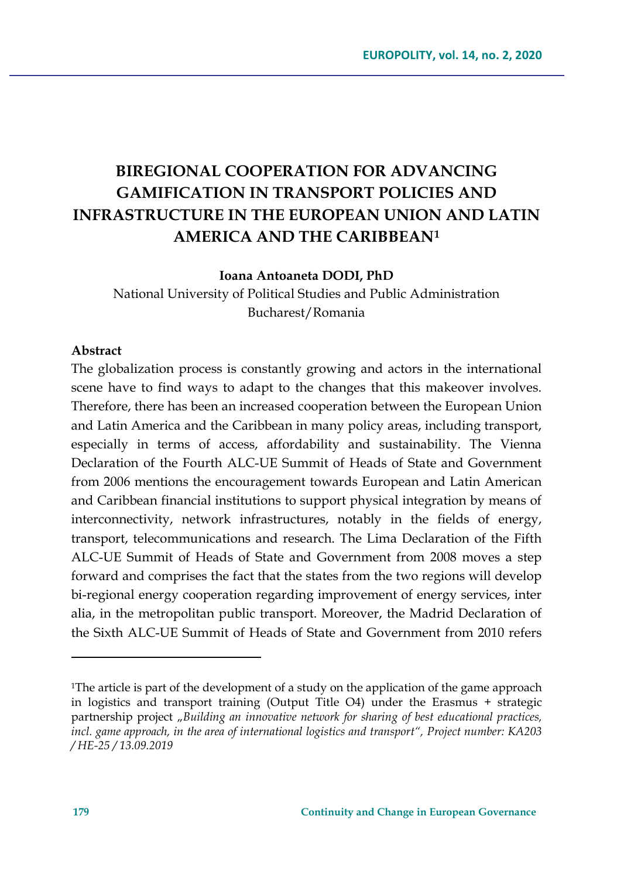# BIREGIONAL COOPERATION FOR ADVANCING GAMIFICATION IN TRANSPORT POLICIES AND INFRASTRUCTURE IN THE EUROPEAN UNION AND LATIN AMERICA AND THE CARIBBEAN[1]

**Ioana Antoaneta DODI, PhD**

National University of Political Studies and Public Administration
Bucharest/Romania

**Abstract**

The globalization process is constantly growing and actors in the international scene have to find ways to adapt to the changes that this makeover involves. Therefore, there has been an increased cooperation between the European Union and Latin America and the Caribbean in many policy areas, including transport, especially in terms of access, affordability and sustainability. The Vienna Declaration of the Fourth ALC-UE Summit of Heads of State and Government from 2006 mentions the encouragement towards European and Latin American and Caribbean financial institutions to support physical integration by means of interconnectivity, network infrastructures, notably in the fields of energy, transport, telecommunications and research. The Lima Declaration of the Fifth ALC-UE Summit of Heads of State and Government from 2008 moves a step forward and comprises the fact that the states from the two regions will develop bi-regional energy cooperation regarding improvement of energy services, inter alia, in the metropolitan public transport. Moreover, the Madrid Declaration of the Sixth ALC-UE Summit of Heads of State and Government from 2010 refers

---

[1]The article is part of the development of a study on the application of the game approach in logistics and transport training (Output Title O4) under the Erasmus + strategic partnership project „*Building an innovative network for sharing of best educational practices, incl. game approach, in the area of international logistics and transport*", *Project number: KA203 / HE-25 / 13.09.2019*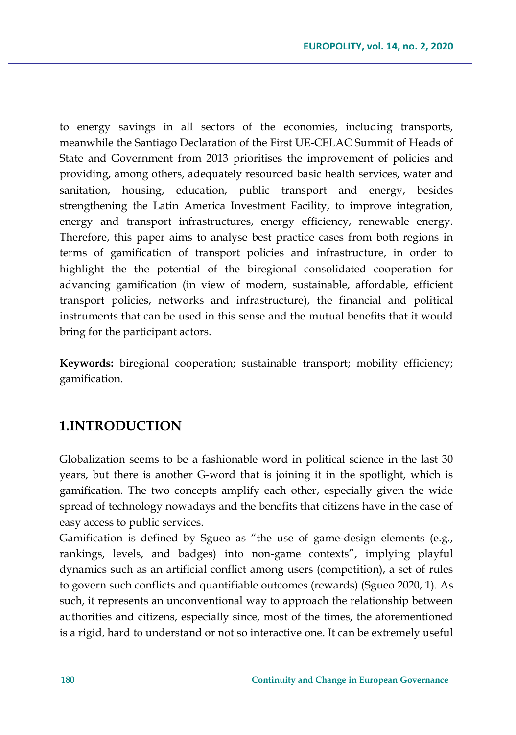to energy savings in all sectors of the economies, including transports, meanwhile the Santiago Declaration of the First UE-CELAC Summit of Heads of State and Government from 2013 prioritises the improvement of policies and providing, among others, adequately resourced basic health services, water and sanitation, housing, education, public transport and energy, besides strengthening the Latin America Investment Facility, to improve integration, energy and transport infrastructures, energy efficiency, renewable energy. Therefore, this paper aims to analyse best practice cases from both regions in terms of gamification of transport policies and infrastructure, in order to highlight the the potential of the biregional consolidated cooperation for advancing gamification (in view of modern, sustainable, affordable, efficient transport policies, networks and infrastructure), the financial and political instruments that can be used in this sense and the mutual benefits that it would bring for the participant actors.

**Keywords:** biregional cooperation; sustainable transport; mobility efficiency; gamification.

## 1.INTRODUCTION

Globalization seems to be a fashionable word in political science in the last 30 years, but there is another G-word that is joining it in the spotlight, which is gamification. The two concepts amplify each other, especially given the wide spread of technology nowadays and the benefits that citizens have in the case of easy access to public services.

Gamification is defined by Sgueo as "the use of game-design elements (e.g., rankings, levels, and badges) into non-game contexts", implying playful dynamics such as an artificial conflict among users (competition), a set of rules to govern such conflicts and quantifiable outcomes (rewards) (Sgueo 2020, 1). As such, it represents an unconventional way to approach the relationship between authorities and citizens, especially since, most of the times, the aforementioned is a rigid, hard to understand or not so interactive one. It can be extremely useful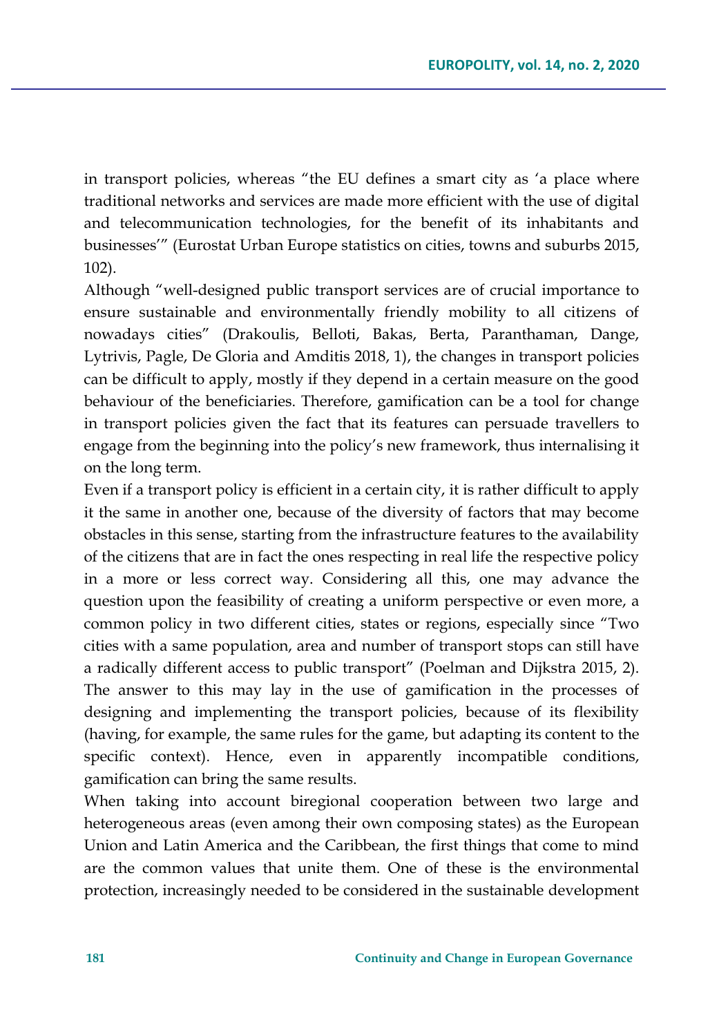in transport policies, whereas "the EU defines a smart city as 'a place where traditional networks and services are made more efficient with the use of digital and telecommunication technologies, for the benefit of its inhabitants and businesses'" (Eurostat Urban Europe statistics on cities, towns and suburbs 2015, 102).

Although "well-designed public transport services are of crucial importance to ensure sustainable and environmentally friendly mobility to all citizens of nowadays cities" (Drakoulis, Belloti, Bakas, Berta, Paranthaman, Dange, Lytrivis, Pagle, De Gloria and Amditis 2018, 1), the changes in transport policies can be difficult to apply, mostly if they depend in a certain measure on the good behaviour of the beneficiaries. Therefore, gamification can be a tool for change in transport policies given the fact that its features can persuade travellers to engage from the beginning into the policy's new framework, thus internalising it on the long term.

Even if a transport policy is efficient in a certain city, it is rather difficult to apply it the same in another one, because of the diversity of factors that may become obstacles in this sense, starting from the infrastructure features to the availability of the citizens that are in fact the ones respecting in real life the respective policy in a more or less correct way. Considering all this, one may advance the question upon the feasibility of creating a uniform perspective or even more, a common policy in two different cities, states or regions, especially since "Two cities with a same population, area and number of transport stops can still have a radically different access to public transport" (Poelman and Dijkstra 2015, 2). The answer to this may lay in the use of gamification in the processes of designing and implementing the transport policies, because of its flexibility (having, for example, the same rules for the game, but adapting its content to the specific context). Hence, even in apparently incompatible conditions, gamification can bring the same results.

When taking into account biregional cooperation between two large and heterogeneous areas (even among their own composing states) as the European Union and Latin America and the Caribbean, the first things that come to mind are the common values that unite them. One of these is the environmental protection, increasingly needed to be considered in the sustainable development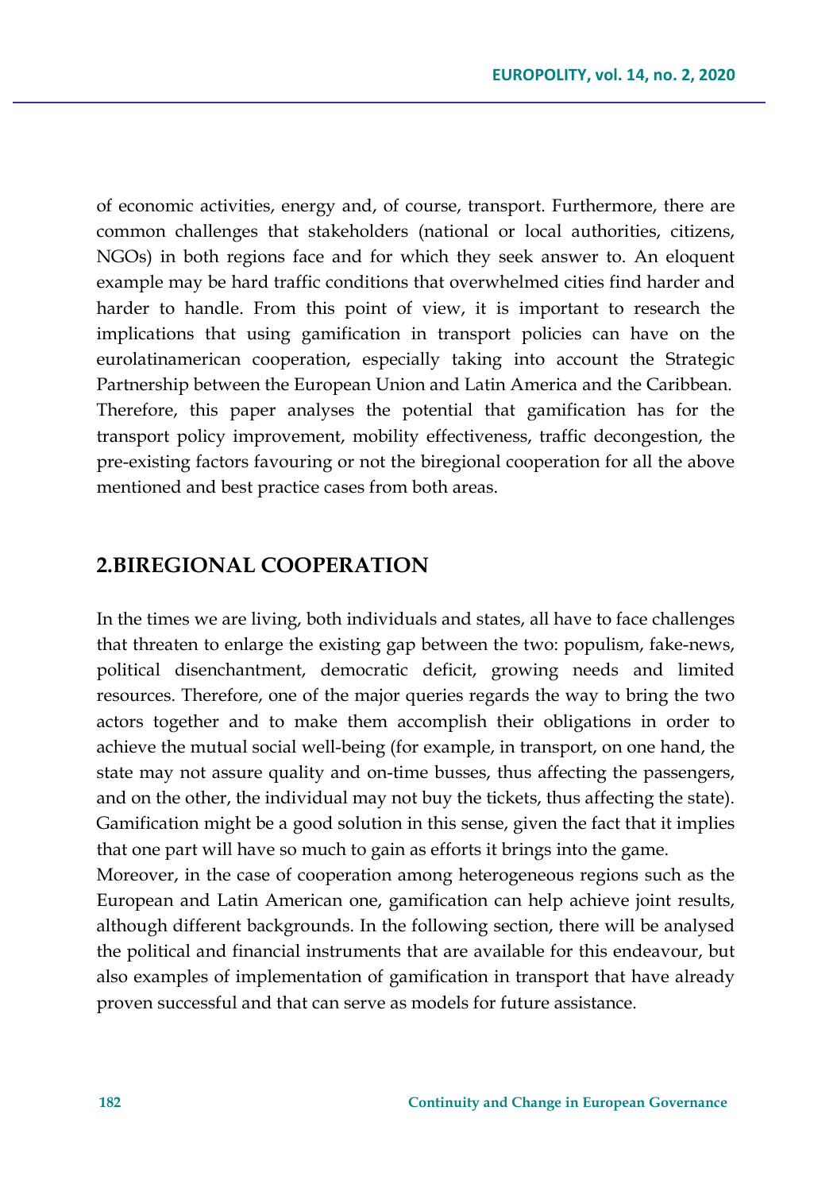of economic activities, energy and, of course, transport. Furthermore, there are common challenges that stakeholders (national or local authorities, citizens, NGOs) in both regions face and for which they seek answer to. An eloquent example may be hard traffic conditions that overwhelmed cities find harder and harder to handle. From this point of view, it is important to research the implications that using gamification in transport policies can have on the eurolatinamerican cooperation, especially taking into account the Strategic Partnership between the European Union and Latin America and the Caribbean. Therefore, this paper analyses the potential that gamification has for the transport policy improvement, mobility effectiveness, traffic decongestion, the pre-existing factors favouring or not the biregional cooperation for all the above mentioned and best practice cases from both areas.

## 2.BIREGIONAL COOPERATION

In the times we are living, both individuals and states, all have to face challenges that threaten to enlarge the existing gap between the two: populism, fake-news, political disenchantment, democratic deficit, growing needs and limited resources. Therefore, one of the major queries regards the way to bring the two actors together and to make them accomplish their obligations in order to achieve the mutual social well-being (for example, in transport, on one hand, the state may not assure quality and on-time busses, thus affecting the passengers, and on the other, the individual may not buy the tickets, thus affecting the state). Gamification might be a good solution in this sense, given the fact that it implies that one part will have so much to gain as efforts it brings into the game.

Moreover, in the case of cooperation among heterogeneous regions such as the European and Latin American one, gamification can help achieve joint results, although different backgrounds. In the following section, there will be analysed the political and financial instruments that are available for this endeavour, but also examples of implementation of gamification in transport that have already proven successful and that can serve as models for future assistance.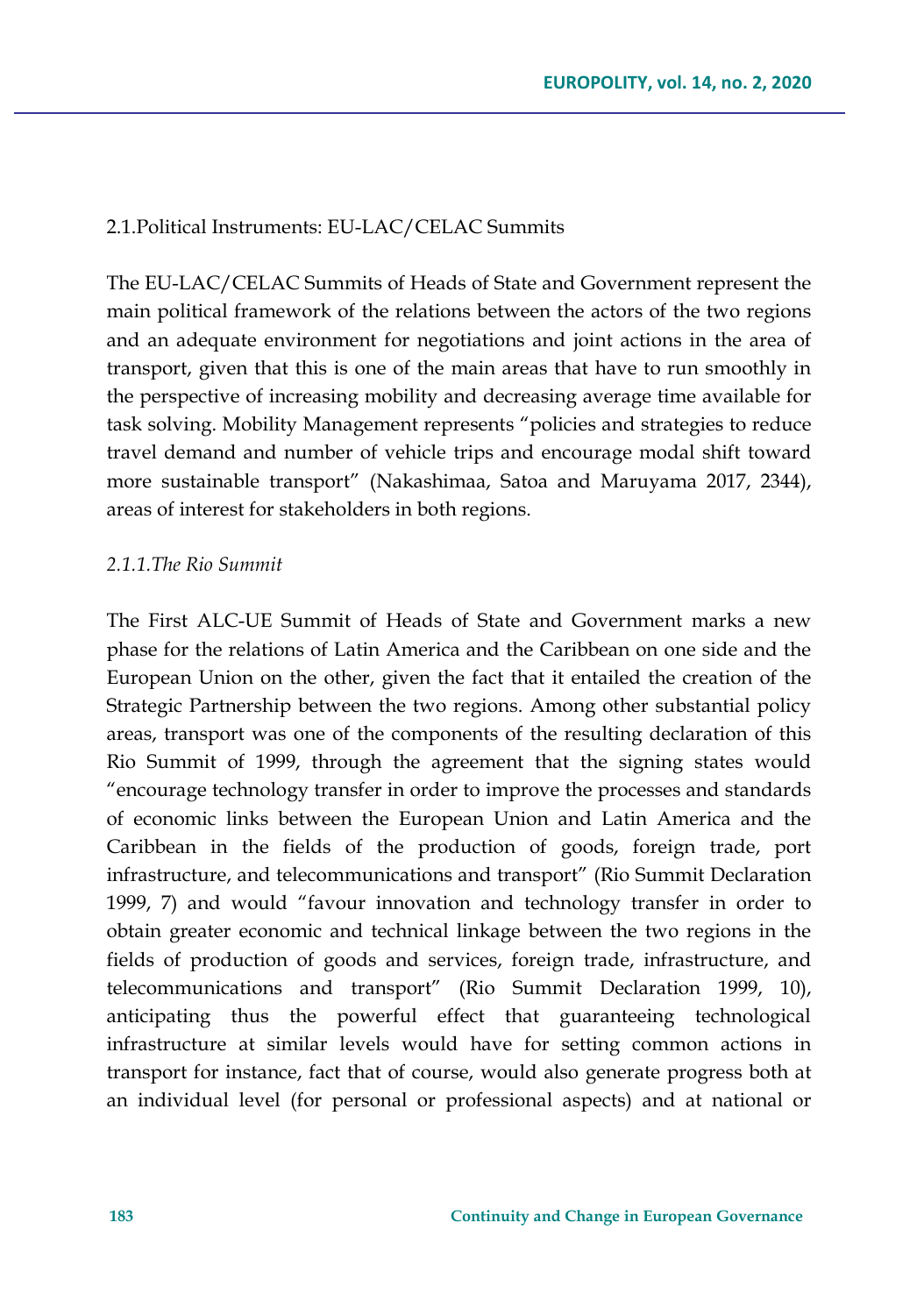## 2.1.Political Instruments: EU-LAC/CELAC Summits

The EU-LAC/CELAC Summits of Heads of State and Government represent the main political framework of the relations between the actors of the two regions and an adequate environment for negotiations and joint actions in the area of transport, given that this is one of the main areas that have to run smoothly in the perspective of increasing mobility and decreasing average time available for task solving. Mobility Management represents "policies and strategies to reduce travel demand and number of vehicle trips and encourage modal shift toward more sustainable transport" (Nakashimaa, Satoa and Maruyama 2017, 2344), areas of interest for stakeholders in both regions.

### *2.1.1.The Rio Summit*

The First ALC-UE Summit of Heads of State and Government marks a new phase for the relations of Latin America and the Caribbean on one side and the European Union on the other, given the fact that it entailed the creation of the Strategic Partnership between the two regions. Among other substantial policy areas, transport was one of the components of the resulting declaration of this Rio Summit of 1999, through the agreement that the signing states would "encourage technology transfer in order to improve the processes and standards of economic links between the European Union and Latin America and the Caribbean in the fields of the production of goods, foreign trade, port infrastructure, and telecommunications and transport" (Rio Summit Declaration 1999, 7) and would "favour innovation and technology transfer in order to obtain greater economic and technical linkage between the two regions in the fields of production of goods and services, foreign trade, infrastructure, and telecommunications and transport" (Rio Summit Declaration 1999, 10), anticipating thus the powerful effect that guaranteeing technological infrastructure at similar levels would have for setting common actions in transport for instance, fact that of course, would also generate progress both at an individual level (for personal or professional aspects) and at national or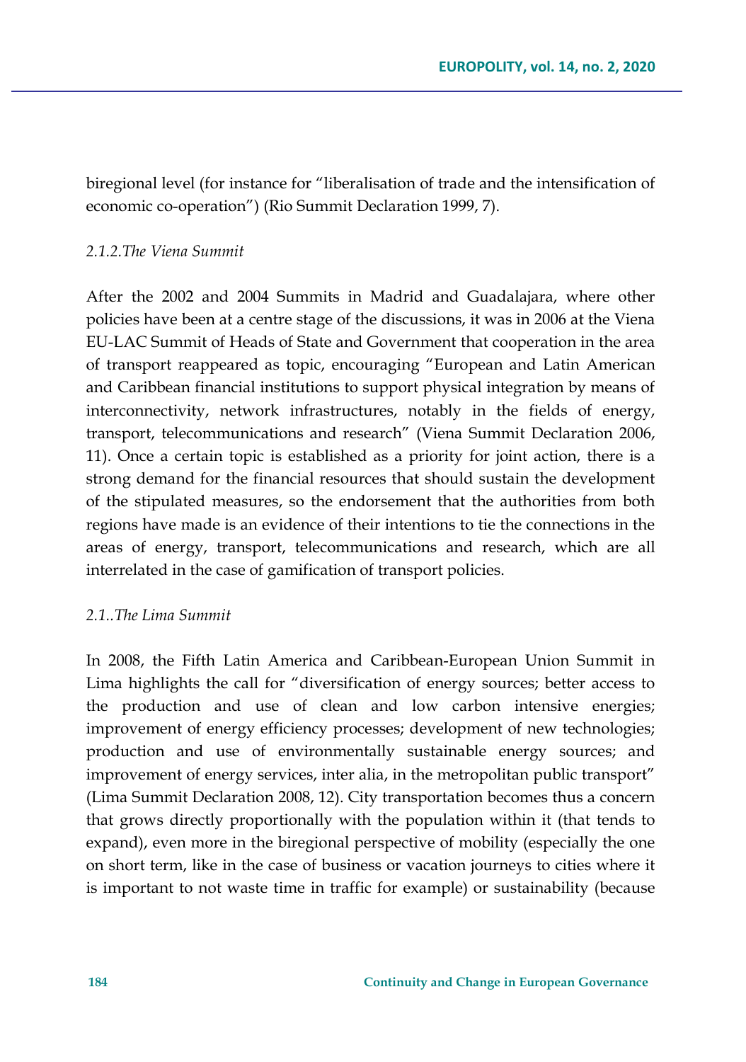biregional level (for instance for "liberalisation of trade and the intensification of economic co-operation") (Rio Summit Declaration 1999, 7).

#### *2.1.2.The Viena Summit*

After the 2002 and 2004 Summits in Madrid and Guadalajara, where other policies have been at a centre stage of the discussions, it was in 2006 at the Viena EU-LAC Summit of Heads of State and Government that cooperation in the area of transport reappeared as topic, encouraging "European and Latin American and Caribbean financial institutions to support physical integration by means of interconnectivity, network infrastructures, notably in the fields of energy, transport, telecommunications and research" (Viena Summit Declaration 2006, 11). Once a certain topic is established as a priority for joint action, there is a strong demand for the financial resources that should sustain the development of the stipulated measures, so the endorsement that the authorities from both regions have made is an evidence of their intentions to tie the connections in the areas of energy, transport, telecommunications and research, which are all interrelated in the case of gamification of transport policies.

#### *2.1..The Lima Summit*

In 2008, the Fifth Latin America and Caribbean-European Union Summit in Lima highlights the call for "diversification of energy sources; better access to the production and use of clean and low carbon intensive energies; improvement of energy efficiency processes; development of new technologies; production and use of environmentally sustainable energy sources; and improvement of energy services, inter alia, in the metropolitan public transport" (Lima Summit Declaration 2008, 12). City transportation becomes thus a concern that grows directly proportionally with the population within it (that tends to expand), even more in the biregional perspective of mobility (especially the one on short term, like in the case of business or vacation journeys to cities where it is important to not waste time in traffic for example) or sustainability (because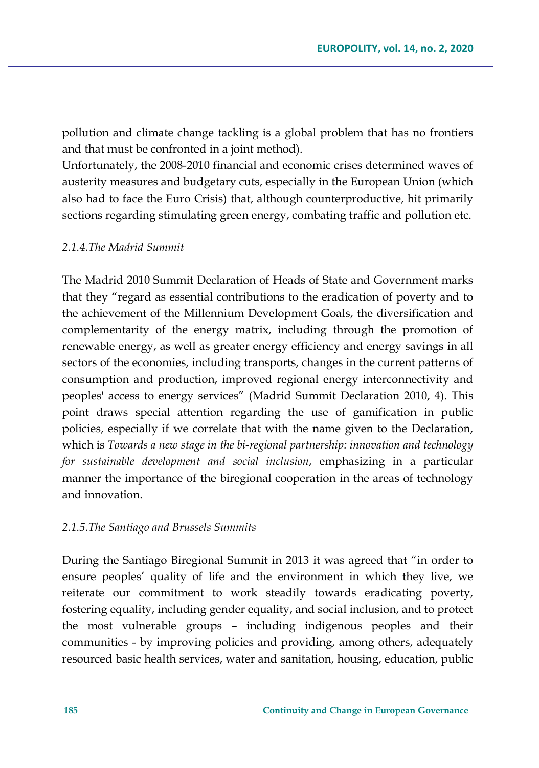pollution and climate change tackling is a global problem that has no frontiers and that must be confronted in a joint method).

Unfortunately, the 2008-2010 financial and economic crises determined waves of austerity measures and budgetary cuts, especially in the European Union (which also had to face the Euro Crisis) that, although counterproductive, hit primarily sections regarding stimulating green energy, combating traffic and pollution etc.

### *2.1.4.The Madrid Summit*

The Madrid 2010 Summit Declaration of Heads of State and Government marks that they "regard as essential contributions to the eradication of poverty and to the achievement of the Millennium Development Goals, the diversification and complementarity of the energy matrix, including through the promotion of renewable energy, as well as greater energy efficiency and energy savings in all sectors of the economies, including transports, changes in the current patterns of consumption and production, improved regional energy interconnectivity and peoples' access to energy services" (Madrid Summit Declaration 2010, 4). This point draws special attention regarding the use of gamification in public policies, especially if we correlate that with the name given to the Declaration, which is *Towards a new stage in the bi-regional partnership: innovation and technology for sustainable development and social inclusion*, emphasizing in a particular manner the importance of the biregional cooperation in the areas of technology and innovation.

### *2.1.5.The Santiago and Brussels Summits*

During the Santiago Biregional Summit in 2013 it was agreed that "in order to ensure peoples' quality of life and the environment in which they live, we reiterate our commitment to work steadily towards eradicating poverty, fostering equality, including gender equality, and social inclusion, and to protect the most vulnerable groups – including indigenous peoples and their communities - by improving policies and providing, among others, adequately resourced basic health services, water and sanitation, housing, education, public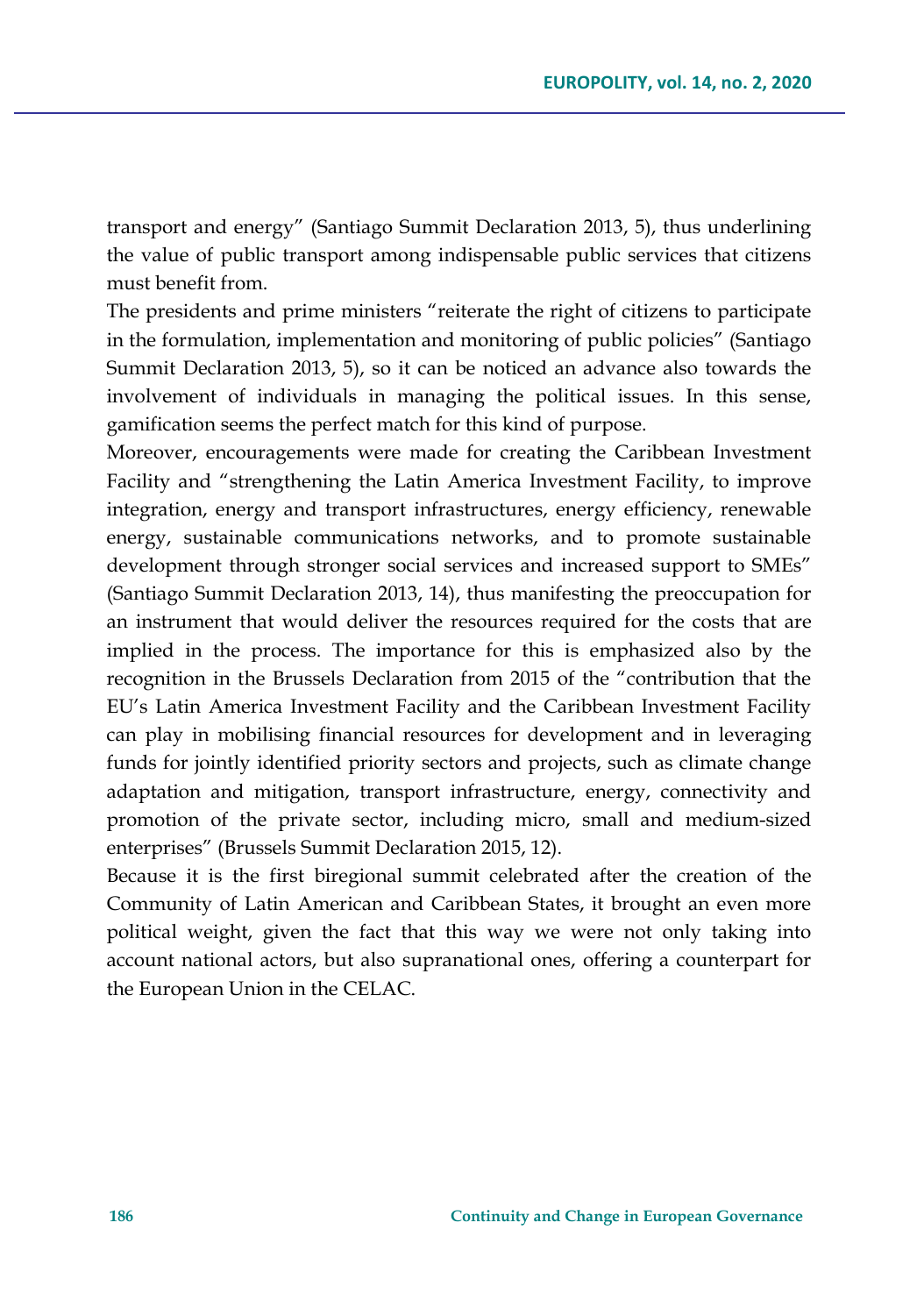transport and energy" (Santiago Summit Declaration 2013, 5), thus underlining the value of public transport among indispensable public services that citizens must benefit from.

The presidents and prime ministers "reiterate the right of citizens to participate in the formulation, implementation and monitoring of public policies" (Santiago Summit Declaration 2013, 5), so it can be noticed an advance also towards the involvement of individuals in managing the political issues. In this sense, gamification seems the perfect match for this kind of purpose.

Moreover, encouragements were made for creating the Caribbean Investment Facility and "strengthening the Latin America Investment Facility, to improve integration, energy and transport infrastructures, energy efficiency, renewable energy, sustainable communications networks, and to promote sustainable development through stronger social services and increased support to SMEs" (Santiago Summit Declaration 2013, 14), thus manifesting the preoccupation for an instrument that would deliver the resources required for the costs that are implied in the process. The importance for this is emphasized also by the recognition in the Brussels Declaration from 2015 of the "contribution that the EU's Latin America Investment Facility and the Caribbean Investment Facility can play in mobilising financial resources for development and in leveraging funds for jointly identified priority sectors and projects, such as climate change adaptation and mitigation, transport infrastructure, energy, connectivity and promotion of the private sector, including micro, small and medium-sized enterprises" (Brussels Summit Declaration 2015, 12).

Because it is the first biregional summit celebrated after the creation of the Community of Latin American and Caribbean States, it brought an even more political weight, given the fact that this way we were not only taking into account national actors, but also supranational ones, offering a counterpart for the European Union in the CELAC.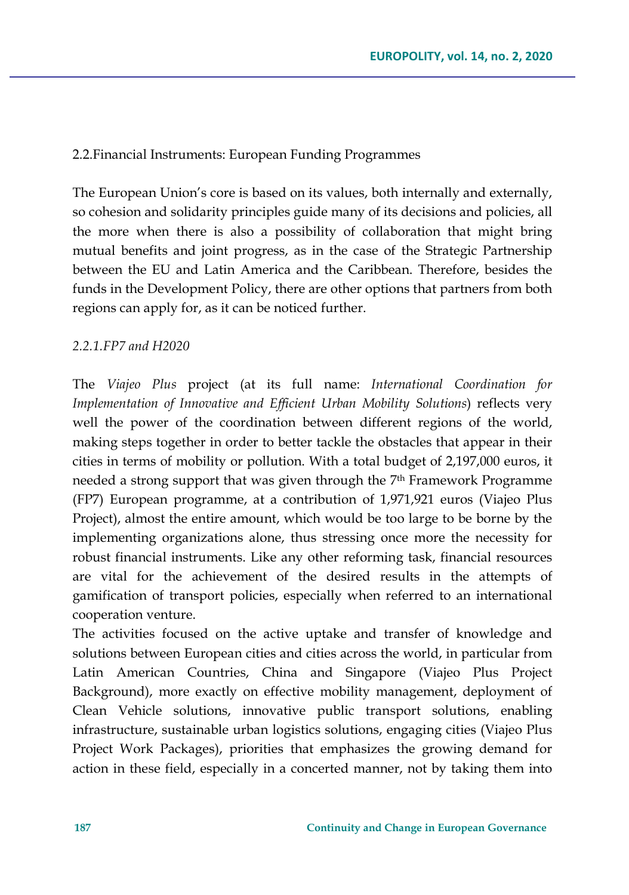## 2.2.Financial Instruments: European Funding Programmes

The European Union's core is based on its values, both internally and externally, so cohesion and solidarity principles guide many of its decisions and policies, all the more when there is also a possibility of collaboration that might bring mutual benefits and joint progress, as in the case of the Strategic Partnership between the EU and Latin America and the Caribbean. Therefore, besides the funds in the Development Policy, there are other options that partners from both regions can apply for, as it can be noticed further.

### *2.2.1.FP7 and H2020*

The *Viajeo Plus* project (at its full name: *International Coordination for Implementation of Innovative and Efficient Urban Mobility Solutions*) reflects very well the power of the coordination between different regions of the world, making steps together in order to better tackle the obstacles that appear in their cities in terms of mobility or pollution. With a total budget of 2,197,000 euros, it needed a strong support that was given through the 7th Framework Programme (FP7) European programme, at a contribution of 1,971,921 euros (Viajeo Plus Project), almost the entire amount, which would be too large to be borne by the implementing organizations alone, thus stressing once more the necessity for robust financial instruments. Like any other reforming task, financial resources are vital for the achievement of the desired results in the attempts of gamification of transport policies, especially when referred to an international cooperation venture.

The activities focused on the active uptake and transfer of knowledge and solutions between European cities and cities across the world, in particular from Latin American Countries, China and Singapore (Viajeo Plus Project Background), more exactly on effective mobility management, deployment of Clean Vehicle solutions, innovative public transport solutions, enabling infrastructure, sustainable urban logistics solutions, engaging cities (Viajeo Plus Project Work Packages), priorities that emphasizes the growing demand for action in these field, especially in a concerted manner, not by taking them into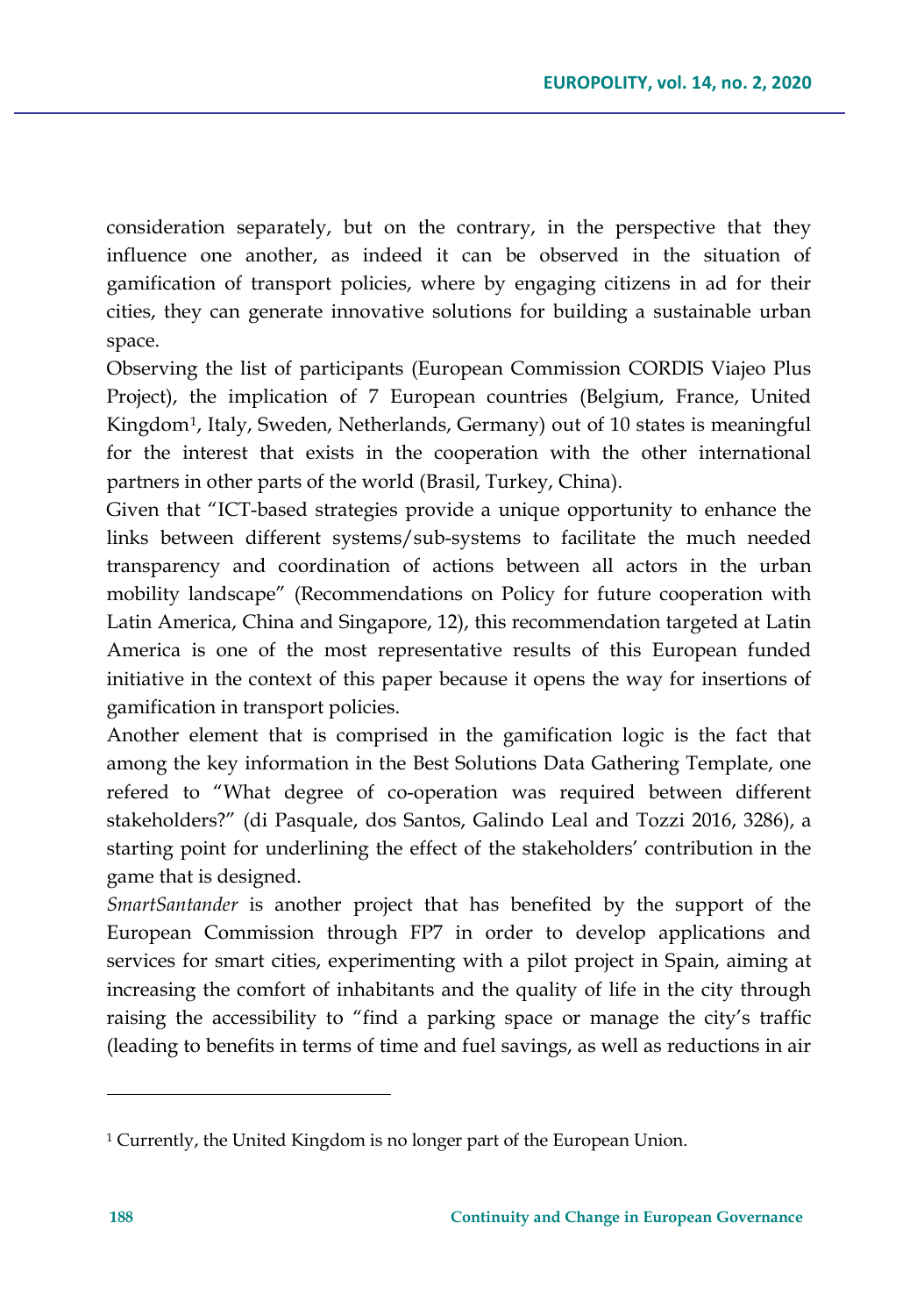consideration separately, but on the contrary, in the perspective that they influence one another, as indeed it can be observed in the situation of gamification of transport policies, where by engaging citizens in ad for their cities, they can generate innovative solutions for building a sustainable urban space.

Observing the list of participants (European Commission CORDIS Viajeo Plus Project), the implication of 7 European countries (Belgium, France, United Kingdom[1], Italy, Sweden, Netherlands, Germany) out of 10 states is meaningful for the interest that exists in the cooperation with the other international partners in other parts of the world (Brasil, Turkey, China).

Given that "ICT-based strategies provide a unique opportunity to enhance the links between different systems/sub-systems to facilitate the much needed transparency and coordination of actions between all actors in the urban mobility landscape" (Recommendations on Policy for future cooperation with Latin America, China and Singapore, 12), this recommendation targeted at Latin America is one of the most representative results of this European funded initiative in the context of this paper because it opens the way for insertions of gamification in transport policies.

Another element that is comprised in the gamification logic is the fact that among the key information in the Best Solutions Data Gathering Template, one refered to "What degree of co-operation was required between different stakeholders?" (di Pasquale, dos Santos, Galindo Leal and Tozzi 2016, 3286), a starting point for underlining the effect of the stakeholders' contribution in the game that is designed.

*SmartSantander* is another project that has benefited by the support of the European Commission through FP7 in order to develop applications and services for smart cities, experimenting with a pilot project in Spain, aiming at increasing the comfort of inhabitants and the quality of life in the city through raising the accessibility to "find a parking space or manage the city's traffic (leading to benefits in terms of time and fuel savings, as well as reductions in air

[1] Currently, the United Kingdom is no longer part of the European Union.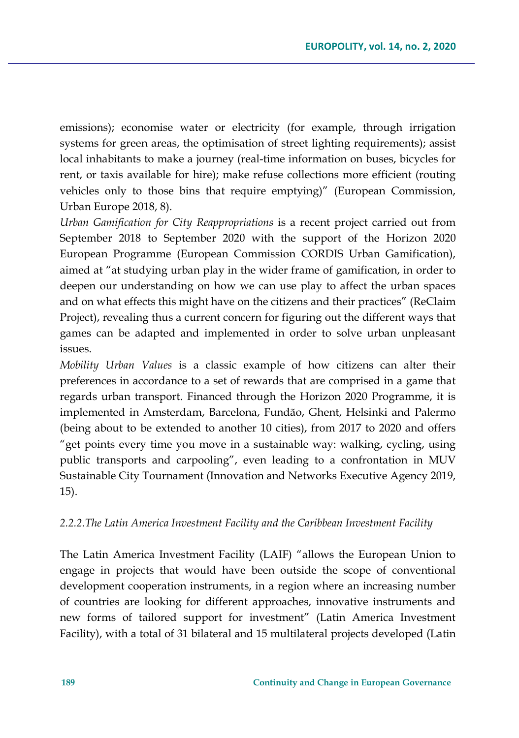emissions); economise water or electricity (for example, through irrigation systems for green areas, the optimisation of street lighting requirements); assist local inhabitants to make a journey (real-time information on buses, bicycles for rent, or taxis available for hire); make refuse collections more efficient (routing vehicles only to those bins that require emptying)" (European Commission, Urban Europe 2018, 8).

*Urban Gamification for City Reappropriations* is a recent project carried out from September 2018 to September 2020 with the support of the Horizon 2020 European Programme (European Commission CORDIS Urban Gamification), aimed at "at studying urban play in the wider frame of gamification, in order to deepen our understanding on how we can use play to affect the urban spaces and on what effects this might have on the citizens and their practices" (ReClaim Project), revealing thus a current concern for figuring out the different ways that games can be adapted and implemented in order to solve urban unpleasant issues.

*Mobility Urban Values* is a classic example of how citizens can alter their preferences in accordance to a set of rewards that are comprised in a game that regards urban transport. Financed through the Horizon 2020 Programme, it is implemented in Amsterdam, Barcelona, Fundão, Ghent, Helsinki and Palermo (being about to be extended to another 10 cities), from 2017 to 2020 and offers "get points every time you move in a sustainable way: walking, cycling, using public transports and carpooling", even leading to a confrontation in MUV Sustainable City Tournament (Innovation and Networks Executive Agency 2019, 15).

#### *2.2.2.The Latin America Investment Facility and the Caribbean Investment Facility*

The Latin America Investment Facility (LAIF) "allows the European Union to engage in projects that would have been outside the scope of conventional development cooperation instruments, in a region where an increasing number of countries are looking for different approaches, innovative instruments and new forms of tailored support for investment" (Latin America Investment Facility), with a total of 31 bilateral and 15 multilateral projects developed (Latin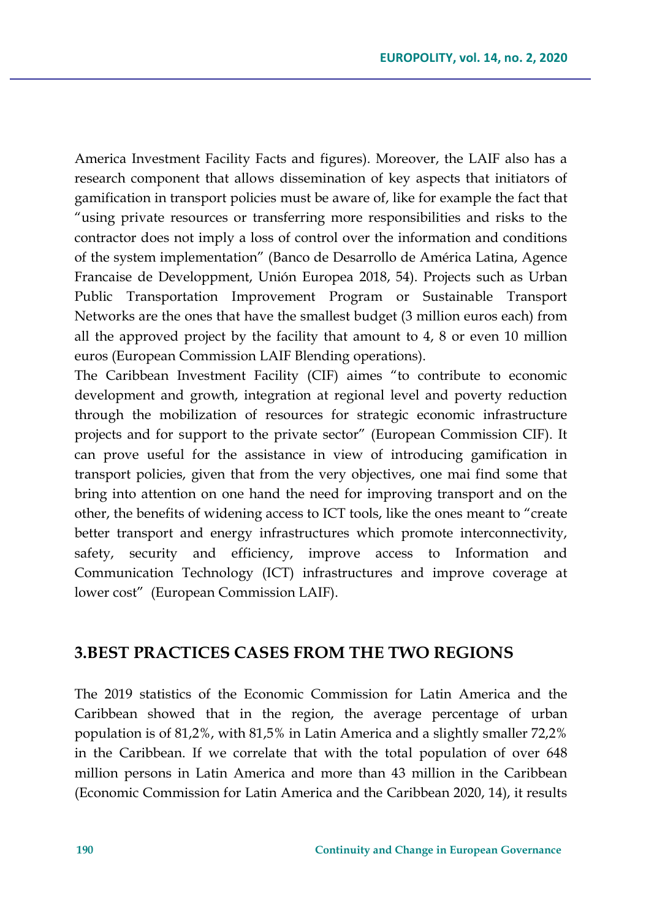America Investment Facility Facts and figures). Moreover, the LAIF also has a research component that allows dissemination of key aspects that initiators of gamification in transport policies must be aware of, like for example the fact that "using private resources or transferring more responsibilities and risks to the contractor does not imply a loss of control over the information and conditions of the system implementation" (Banco de Desarrollo de América Latina, Agence Francaise de Developpment, Unión Europea 2018, 54). Projects such as Urban Public Transportation Improvement Program or Sustainable Transport Networks are the ones that have the smallest budget (3 million euros each) from all the approved project by the facility that amount to 4, 8 or even 10 million euros (European Commission LAIF Blending operations).

The Caribbean Investment Facility (CIF) aimes "to contribute to economic development and growth, integration at regional level and poverty reduction through the mobilization of resources for strategic economic infrastructure projects and for support to the private sector" (European Commission CIF). It can prove useful for the assistance in view of introducing gamification in transport policies, given that from the very objectives, one mai find some that bring into attention on one hand the need for improving transport and on the other, the benefits of widening access to ICT tools, like the ones meant to "create better transport and energy infrastructures which promote interconnectivity, safety, security and efficiency, improve access to Information and Communication Technology (ICT) infrastructures and improve coverage at lower cost" (European Commission LAIF).

## 3.BEST PRACTICES CASES FROM THE TWO REGIONS

The 2019 statistics of the Economic Commission for Latin America and the Caribbean showed that in the region, the average percentage of urban population is of 81,2%, with 81,5% in Latin America and a slightly smaller 72,2% in the Caribbean. If we correlate that with the total population of over 648 million persons in Latin America and more than 43 million in the Caribbean (Economic Commission for Latin America and the Caribbean 2020, 14), it results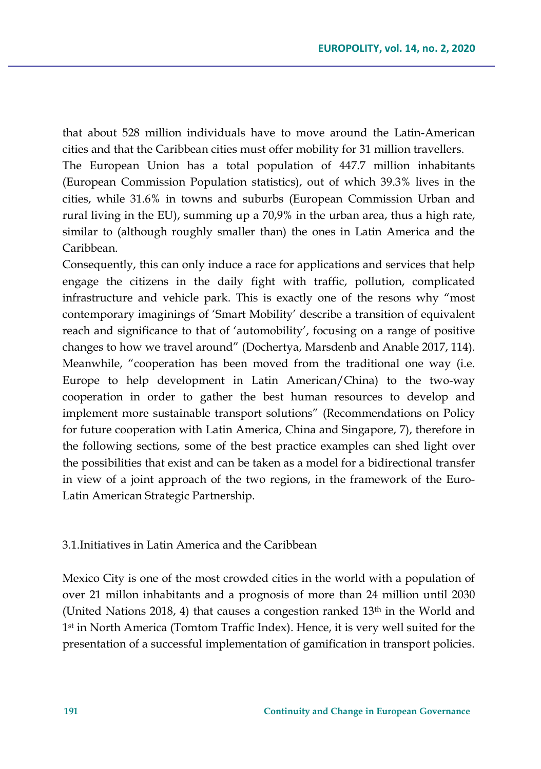that about 528 million individuals have to move around the Latin-American cities and that the Caribbean cities must offer mobility for 31 million travellers.

The European Union has a total population of 447.7 million inhabitants (European Commission Population statistics), out of which 39.3% lives in the cities, while 31.6% in towns and suburbs (European Commission Urban and rural living in the EU), summing up a 70,9% in the urban area, thus a high rate, similar to (although roughly smaller than) the ones in Latin America and the Caribbean.

Consequently, this can only induce a race for applications and services that help engage the citizens in the daily fight with traffic, pollution, complicated infrastructure and vehicle park. This is exactly one of the resons why "most contemporary imaginings of 'Smart Mobility' describe a transition of equivalent reach and significance to that of 'automobility', focusing on a range of positive changes to how we travel around" (Dochertya, Marsdenb and Anable 2017, 114). Meanwhile, "cooperation has been moved from the traditional one way (i.e. Europe to help development in Latin American/China) to the two-way cooperation in order to gather the best human resources to develop and implement more sustainable transport solutions" (Recommendations on Policy for future cooperation with Latin America, China and Singapore, 7), therefore in the following sections, some of the best practice examples can shed light over the possibilities that exist and can be taken as a model for a bidirectional transfer in view of a joint approach of the two regions, in the framework of the Euro-Latin American Strategic Partnership.

### 3.1.Initiatives in Latin America and the Caribbean

Mexico City is one of the most crowded cities in the world with a population of over 21 millon inhabitants and a prognosis of more than 24 million until 2030 (United Nations 2018, 4) that causes a congestion ranked 13th in the World and 1st in North America (Tomtom Traffic Index). Hence, it is very well suited for the presentation of a successful implementation of gamification in transport policies.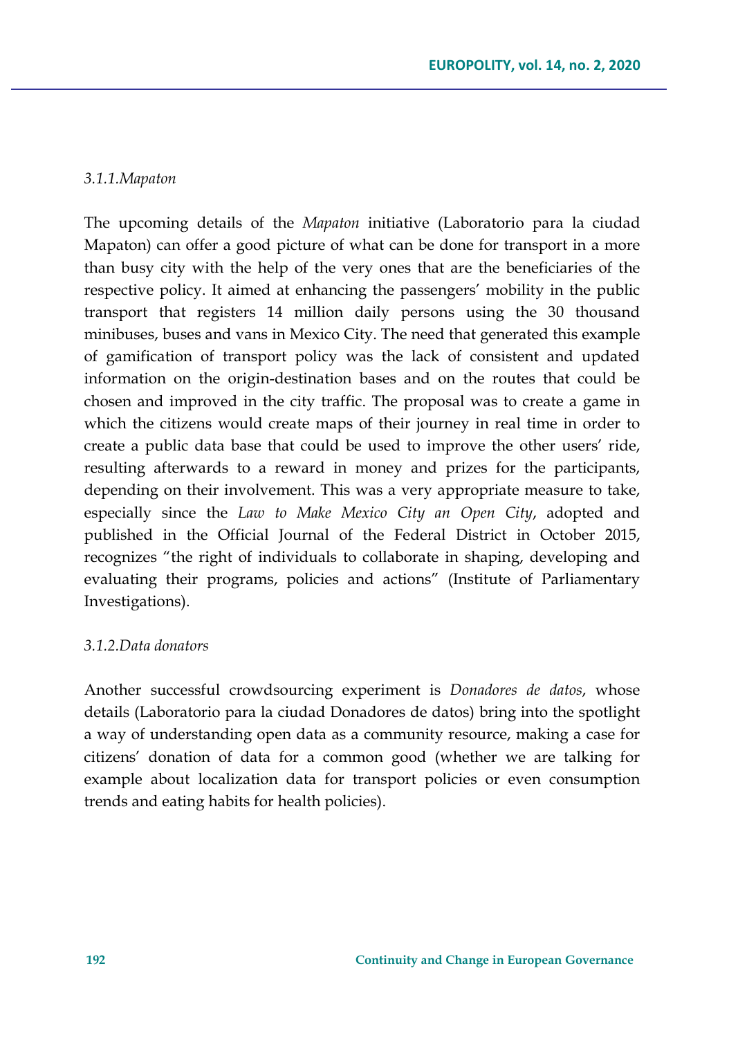#### *3.1.1.Mapaton*

The upcoming details of the *Mapaton* initiative (Laboratorio para la ciudad Mapaton) can offer a good picture of what can be done for transport in a more than busy city with the help of the very ones that are the beneficiaries of the respective policy. It aimed at enhancing the passengers' mobility in the public transport that registers 14 million daily persons using the 30 thousand minibuses, buses and vans in Mexico City. The need that generated this example of gamification of transport policy was the lack of consistent and updated information on the origin-destination bases and on the routes that could be chosen and improved in the city traffic. The proposal was to create a game in which the citizens would create maps of their journey in real time in order to create a public data base that could be used to improve the other users' ride, resulting afterwards to a reward in money and prizes for the participants, depending on their involvement. This was a very appropriate measure to take, especially since the *Law to Make Mexico City an Open City*, adopted and published in the Official Journal of the Federal District in October 2015, recognizes "the right of individuals to collaborate in shaping, developing and evaluating their programs, policies and actions" (Institute of Parliamentary Investigations).

#### *3.1.2.Data donators*

Another successful crowdsourcing experiment is *Donadores de datos*, whose details (Laboratorio para la ciudad Donadores de datos) bring into the spotlight a way of understanding open data as a community resource, making a case for citizens' donation of data for a common good (whether we are talking for example about localization data for transport policies or even consumption trends and eating habits for health policies).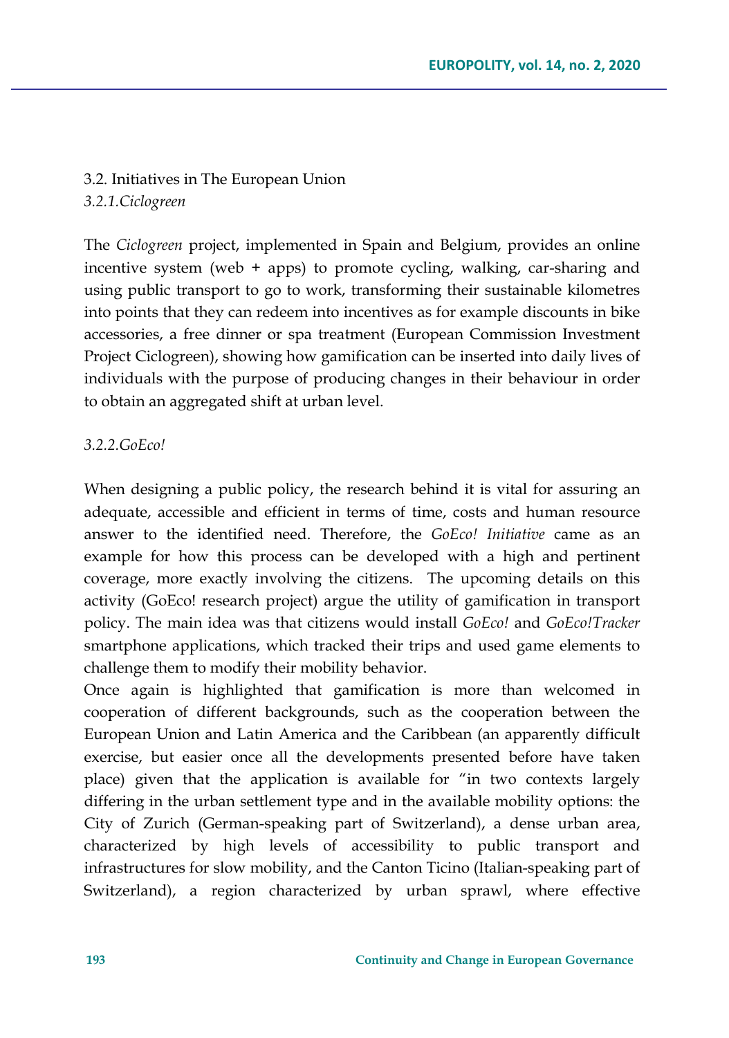## 3.2. Initiatives in The European Union

### *3.2.1.Ciclogreen*

The *Ciclogreen* project, implemented in Spain and Belgium, provides an online incentive system (web + apps) to promote cycling, walking, car-sharing and using public transport to go to work, transforming their sustainable kilometres into points that they can redeem into incentives as for example discounts in bike accessories, a free dinner or spa treatment (European Commission Investment Project Ciclogreen), showing how gamification can be inserted into daily lives of individuals with the purpose of producing changes in their behaviour in order to obtain an aggregated shift at urban level.

### *3.2.2.GoEco!*

When designing a public policy, the research behind it is vital for assuring an adequate, accessible and efficient in terms of time, costs and human resource answer to the identified need. Therefore, the *GoEco! Initiative* came as an example for how this process can be developed with a high and pertinent coverage, more exactly involving the citizens. The upcoming details on this activity (GoEco! research project) argue the utility of gamification in transport policy. The main idea was that citizens would install *GoEco!* and *GoEco!Tracker* smartphone applications, which tracked their trips and used game elements to challenge them to modify their mobility behavior.

Once again is highlighted that gamification is more than welcomed in cooperation of different backgrounds, such as the cooperation between the European Union and Latin America and the Caribbean (an apparently difficult exercise, but easier once all the developments presented before have taken place) given that the application is available for "in two contexts largely differing in the urban settlement type and in the available mobility options: the City of Zurich (German-speaking part of Switzerland), a dense urban area, characterized by high levels of accessibility to public transport and infrastructures for slow mobility, and the Canton Ticino (Italian-speaking part of Switzerland), a region characterized by urban sprawl, where effective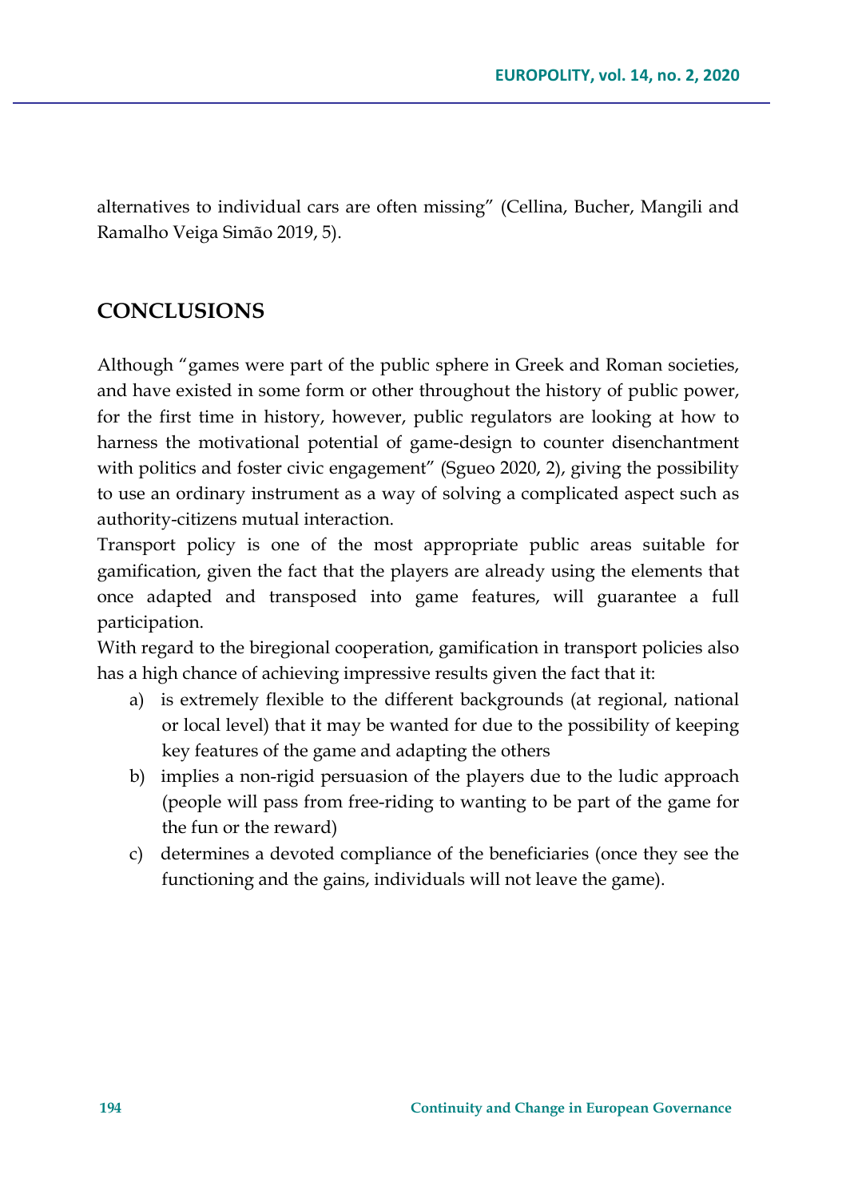alternatives to individual cars are often missing" (Cellina, Bucher, Mangili and Ramalho Veiga Simão 2019, 5).

## CONCLUSIONS

Although "games were part of the public sphere in Greek and Roman societies, and have existed in some form or other throughout the history of public power, for the first time in history, however, public regulators are looking at how to harness the motivational potential of game-design to counter disenchantment with politics and foster civic engagement" (Sgueo 2020, 2), giving the possibility to use an ordinary instrument as a way of solving a complicated aspect such as authority-citizens mutual interaction.

Transport policy is one of the most appropriate public areas suitable for gamification, given the fact that the players are already using the elements that once adapted and transposed into game features, will guarantee a full participation.

With regard to the biregional cooperation, gamification in transport policies also has a high chance of achieving impressive results given the fact that it:

a) is extremely flexible to the different backgrounds (at regional, national or local level) that it may be wanted for due to the possibility of keeping key features of the game and adapting the others
b) implies a non-rigid persuasion of the players due to the ludic approach (people will pass from free-riding to wanting to be part of the game for the fun or the reward)
c) determines a devoted compliance of the beneficiaries (once they see the functioning and the gains, individuals will not leave the game).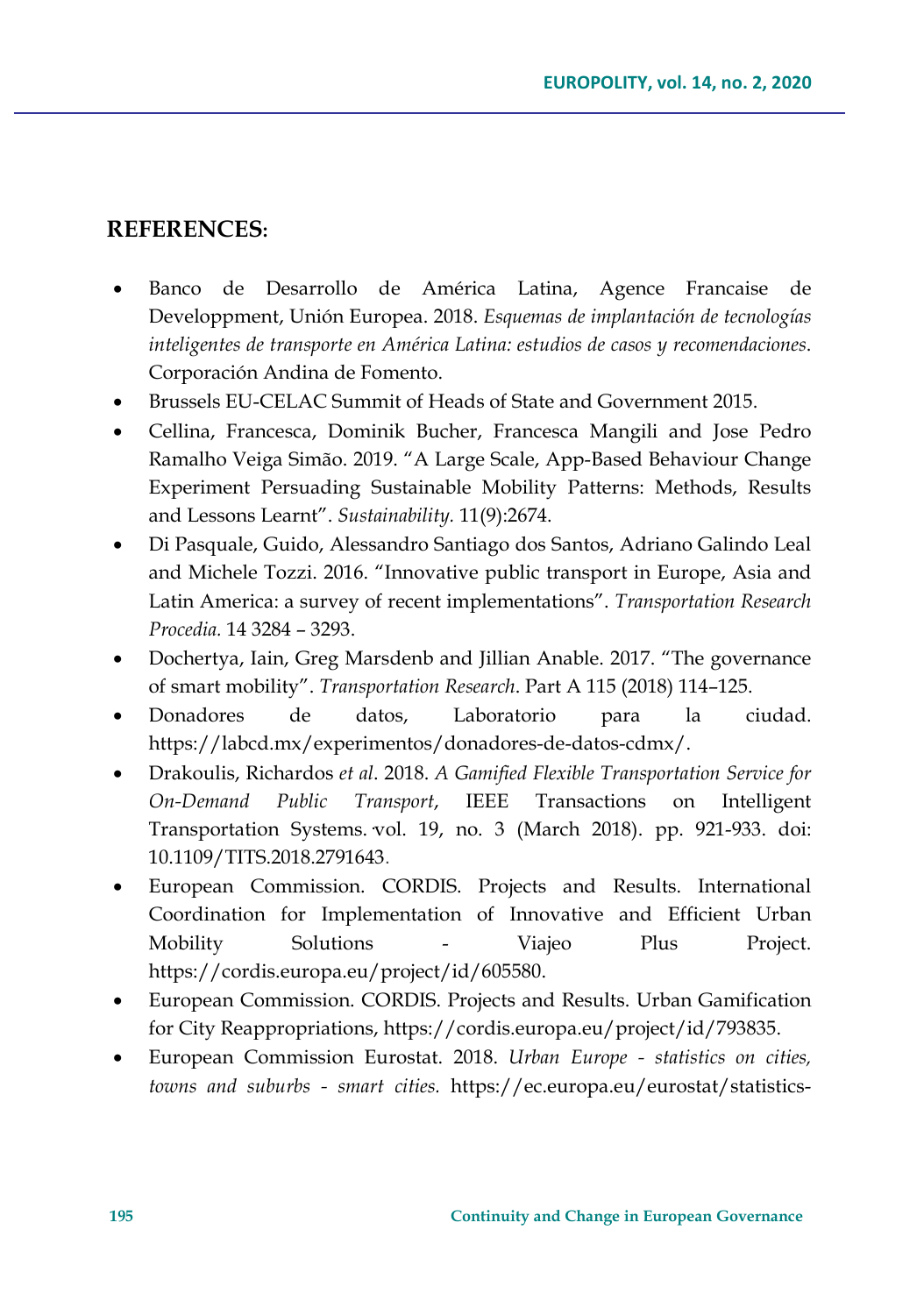## REFERENCES:

- Banco de Desarrollo de América Latina, Agence Francaise de Developpment, Unión Europea. 2018. *Esquemas de implantación de tecnologías inteligentes de transporte en América Latina: estudios de casos y recomendaciones*. Corporación Andina de Fomento.
- Brussels EU-CELAC Summit of Heads of State and Government 2015.
- Cellina, Francesca, Dominik Bucher, Francesca Mangili and Jose Pedro Ramalho Veiga Simão. 2019. "A Large Scale, App-Based Behaviour Change Experiment Persuading Sustainable Mobility Patterns: Methods, Results and Lessons Learnt". *Sustainability.* 11(9):2674.
- Di Pasquale, Guido, Alessandro Santiago dos Santos, Adriano Galindo Leal and Michele Tozzi. 2016. "Innovative public transport in Europe, Asia and Latin America: a survey of recent implementations". *Transportation Research Procedia.* 14 3284 – 3293.
- Dochertya, Iain, Greg Marsdenb and Jillian Anable. 2017. "The governance of smart mobility". *Transportation Research*. Part A 115 (2018) 114–125.
- Donadores de datos, Laboratorio para la ciudad. https://labcd.mx/experimentos/donadores-de-datos-cdmx/.
- Drakoulis, Richardos *et al*. 2018. *A Gamified Flexible Transportation Service for On-Demand Public Transport*, IEEE Transactions on Intelligent Transportation Systems. vol. 19, no. 3 (March 2018). pp. 921-933. doi: 10.1109/TITS.2018.2791643.
- European Commission. CORDIS. Projects and Results. International Coordination for Implementation of Innovative and Efficient Urban Mobility Solutions - Viajeo Plus Project. https://cordis.europa.eu/project/id/605580.
- European Commission. CORDIS. Projects and Results. Urban Gamification for City Reappropriations, https://cordis.europa.eu/project/id/793835.
- European Commission Eurostat. 2018. *Urban Europe - statistics on cities, towns and suburbs - smart cities.* https://ec.europa.eu/eurostat/statistics-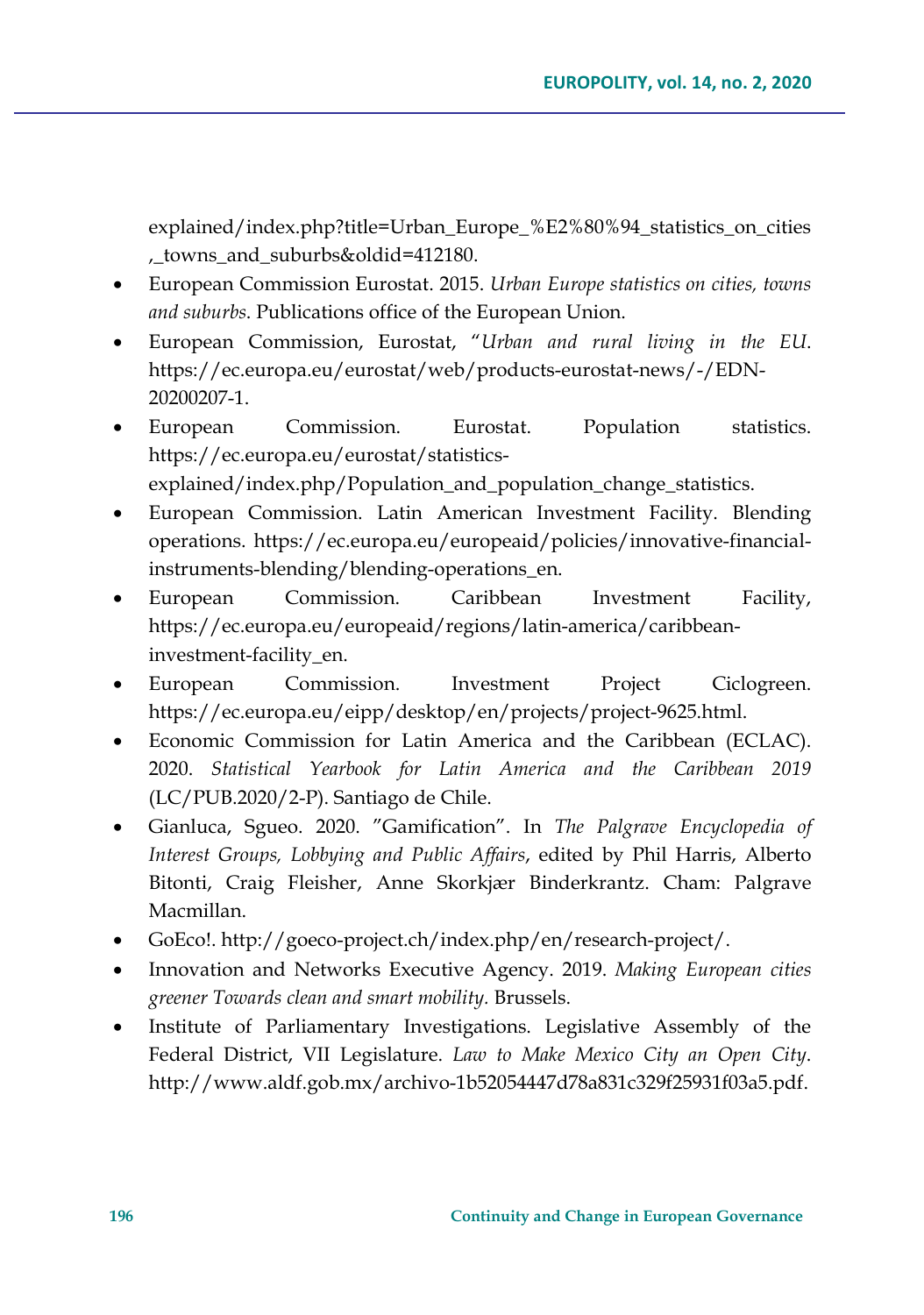explained/index.php?title=Urban_Europe_%E2%80%94_statistics_on_cities,_towns_and_suburbs&oldid=412180.

- European Commission Eurostat. 2015. *Urban Europe statistics on cities, towns and suburbs*. Publications office of the European Union.
- European Commission, Eurostat, "*Urban and rural living in the EU*. https://ec.europa.eu/eurostat/web/products-eurostat-news/-/EDN-20200207-1.
- European Commission. Eurostat. Population statistics. https://ec.europa.eu/eurostat/statistics-explained/index.php/Population_and_population_change_statistics.
- European Commission. Latin American Investment Facility. Blending operations. https://ec.europa.eu/europeaid/policies/innovative-financial-instruments-blending/blending-operations_en.
- European Commission. Caribbean Investment Facility, https://ec.europa.eu/europeaid/regions/latin-america/caribbean-investment-facility_en.
- European Commission. Investment Project Ciclogreen. https://ec.europa.eu/eipp/desktop/en/projects/project-9625.html.
- Economic Commission for Latin America and the Caribbean (ECLAC). 2020. *Statistical Yearbook for Latin America and the Caribbean 2019* (LC/PUB.2020/2-P). Santiago de Chile.
- Gianluca, Sgueo. 2020. "Gamification". In *The Palgrave Encyclopedia of Interest Groups, Lobbying and Public Affairs*, edited by Phil Harris, Alberto Bitonti, Craig Fleisher, Anne Skorkjær Binderkrantz. Cham: Palgrave Macmillan.
- GoEco!. http://goeco-project.ch/index.php/en/research-project/.
- Innovation and Networks Executive Agency. 2019. *Making European cities greener Towards clean and smart mobility.* Brussels.
- Institute of Parliamentary Investigations. Legislative Assembly of the Federal District, VII Legislature. *Law to Make Mexico City an Open City*. http://www.aldf.gob.mx/archivo-1b52054447d78a831c329f25931f03a5.pdf.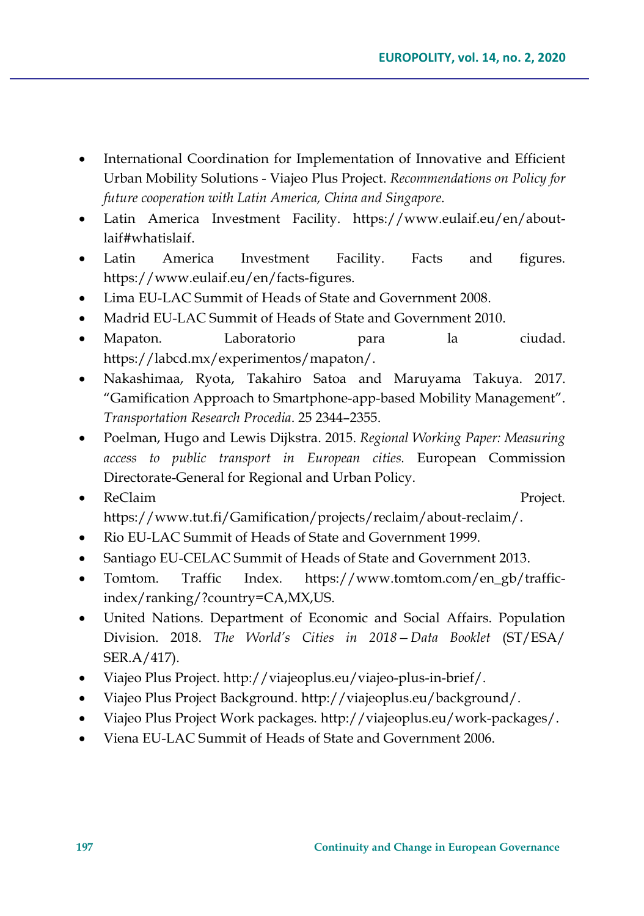- International Coordination for Implementation of Innovative and Efficient Urban Mobility Solutions - Viajeo Plus Project. *Recommendations on Policy for future cooperation with Latin America, China and Singapore*.
- Latin America Investment Facility. https://www.eulaif.eu/en/about-laif#whatislaif.
- Latin America Investment Facility. Facts and figures. https://www.eulaif.eu/en/facts-figures.
- Lima EU-LAC Summit of Heads of State and Government 2008.
- Madrid EU-LAC Summit of Heads of State and Government 2010.
- Mapaton. Laboratorio para la ciudad. https://labcd.mx/experimentos/mapaton/.
- Nakashimaa, Ryota, Takahiro Satoa and Maruyama Takuya. 2017. "Gamification Approach to Smartphone-app-based Mobility Management". *Transportation Research Procedia*. 25 2344–2355.
- Poelman, Hugo and Lewis Dijkstra. 2015. *Regional Working Paper: Measuring access to public transport in European cities.* European Commission Directorate-General for Regional and Urban Policy.
- ReClaim Project. https://www.tut.fi/Gamification/projects/reclaim/about-reclaim/.
- Rio EU-LAC Summit of Heads of State and Government 1999.
- Santiago EU-CELAC Summit of Heads of State and Government 2013.
- Tomtom. Traffic Index. https://www.tomtom.com/en_gb/traffic-index/ranking/?country=CA,MX,US.
- United Nations. Department of Economic and Social Affairs. Population Division. 2018. *The World's Cities in 2018 – Data Booklet* (ST/ESA/ SER.A/417).
- Viajeo Plus Project. http://viajeoplus.eu/viajeo-plus-in-brief/.
- Viajeo Plus Project Background. http://viajeoplus.eu/background/.
- Viajeo Plus Project Work packages. http://viajeoplus.eu/work-packages/.
- Viena EU-LAC Summit of Heads of State and Government 2006.